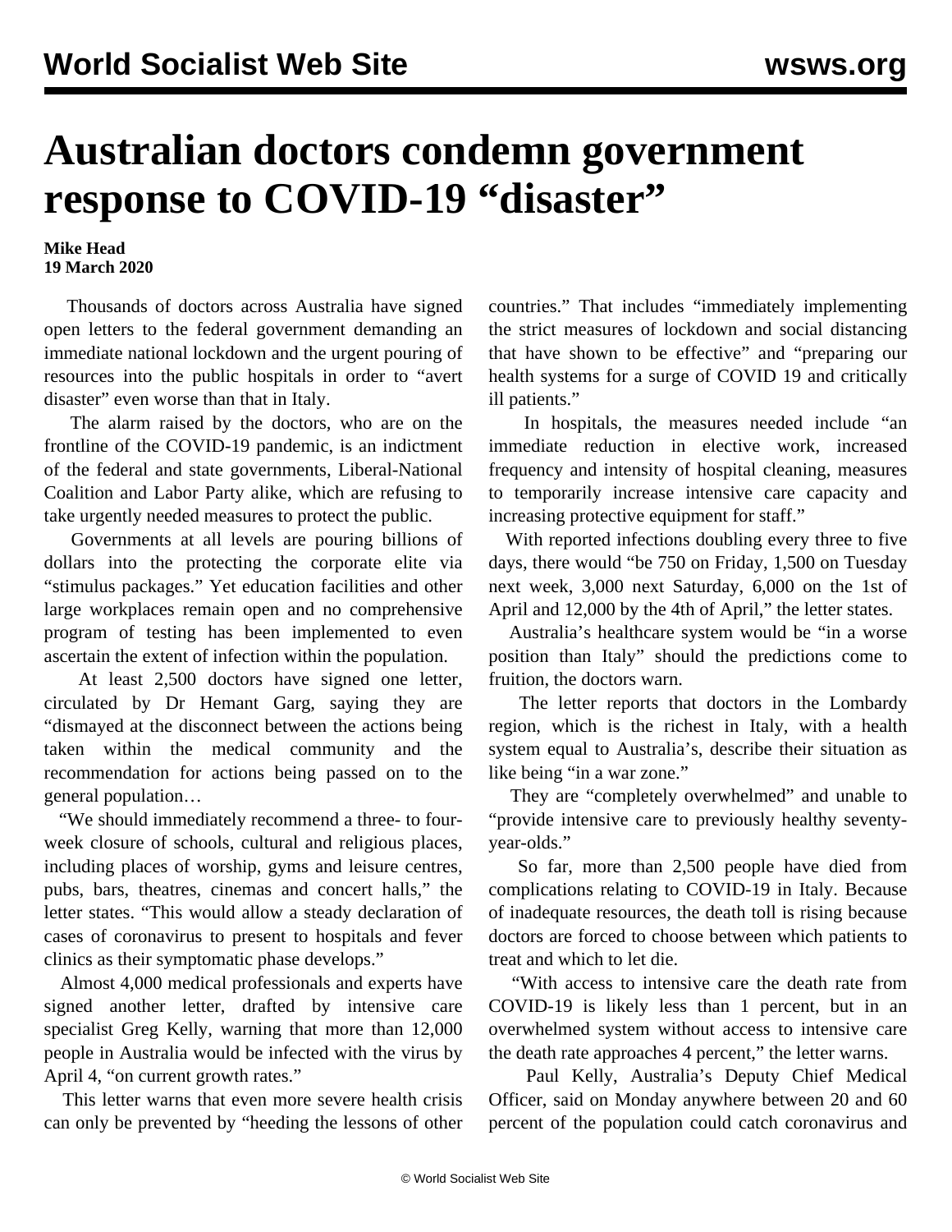# Australian doctors condemn government response to COVID-19 "disaster"

**Mike Head**
**19 March 2020**

Thousands of doctors across Australia have signed open letters to the federal government demanding an immediate national lockdown and the urgent pouring of resources into the public hospitals in order to "avert disaster" even worse than that in Italy.

The alarm raised by the doctors, who are on the frontline of the COVID-19 pandemic, is an indictment of the federal and state governments, Liberal-National Coalition and Labor Party alike, which are refusing to take urgently needed measures to protect the public.

Governments at all levels are pouring billions of dollars into the protecting the corporate elite via "stimulus packages." Yet education facilities and other large workplaces remain open and no comprehensive program of testing has been implemented to even ascertain the extent of infection within the population.

At least 2,500 doctors have signed one letter, circulated by Dr Hemant Garg, saying they are "dismayed at the disconnect between the actions being taken within the medical community and the recommendation for actions being passed on to the general population…

"We should immediately recommend a three- to four-week closure of schools, cultural and religious places, including places of worship, gyms and leisure centres, pubs, bars, theatres, cinemas and concert halls," the letter states. "This would allow a steady declaration of cases of coronavirus to present to hospitals and fever clinics as their symptomatic phase develops."

Almost 4,000 medical professionals and experts have signed another letter, drafted by intensive care specialist Greg Kelly, warning that more than 12,000 people in Australia would be infected with the virus by April 4, "on current growth rates."

This letter warns that even more severe health crisis can only be prevented by "heeding the lessons of other countries." That includes "immediately implementing the strict measures of lockdown and social distancing that have shown to be effective" and "preparing our health systems for a surge of COVID 19 and critically ill patients."

In hospitals, the measures needed include "an immediate reduction in elective work, increased frequency and intensity of hospital cleaning, measures to temporarily increase intensive care capacity and increasing protective equipment for staff."

With reported infections doubling every three to five days, there would "be 750 on Friday, 1,500 on Tuesday next week, 3,000 next Saturday, 6,000 on the 1st of April and 12,000 by the 4th of April," the letter states.

Australia's healthcare system would be "in a worse position than Italy" should the predictions come to fruition, the doctors warn.

The letter reports that doctors in the Lombardy region, which is the richest in Italy, with a health system equal to Australia's, describe their situation as like being "in a war zone."

They are "completely overwhelmed" and unable to "provide intensive care to previously healthy seventy-year-olds."

So far, more than 2,500 people have died from complications relating to COVID-19 in Italy. Because of inadequate resources, the death toll is rising because doctors are forced to choose between which patients to treat and which to let die.

"With access to intensive care the death rate from COVID-19 is likely less than 1 percent, but in an overwhelmed system without access to intensive care the death rate approaches 4 percent," the letter warns.

Paul Kelly, Australia's Deputy Chief Medical Officer, said on Monday anywhere between 20 and 60 percent of the population could catch coronavirus and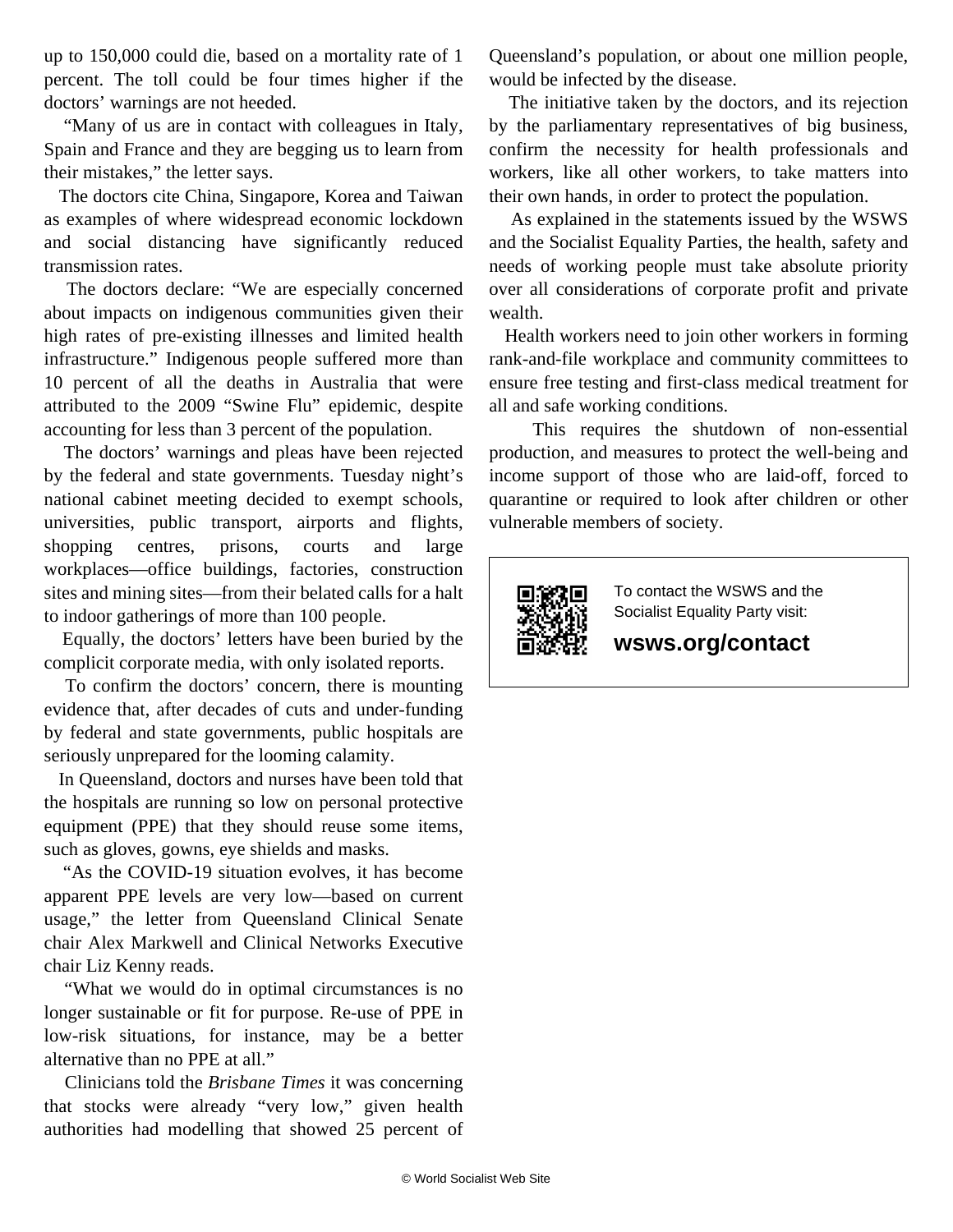up to 150,000 could die, based on a mortality rate of 1 percent. The toll could be four times higher if the doctors' warnings are not heeded.

"Many of us are in contact with colleagues in Italy, Spain and France and they are begging us to learn from their mistakes," the letter says.

The doctors cite China, Singapore, Korea and Taiwan as examples of where widespread economic lockdown and social distancing have significantly reduced transmission rates.

The doctors declare: "We are especially concerned about impacts on indigenous communities given their high rates of pre-existing illnesses and limited health infrastructure." Indigenous people suffered more than 10 percent of all the deaths in Australia that were attributed to the 2009 "Swine Flu" epidemic, despite accounting for less than 3 percent of the population.

The doctors' warnings and pleas have been rejected by the federal and state governments. Tuesday night's national cabinet meeting decided to exempt schools, universities, public transport, airports and flights, shopping centres, prisons, courts and large workplaces—office buildings, factories, construction sites and mining sites—from their belated calls for a halt to indoor gatherings of more than 100 people.

Equally, the doctors' letters have been buried by the complicit corporate media, with only isolated reports.

To confirm the doctors' concern, there is mounting evidence that, after decades of cuts and under-funding by federal and state governments, public hospitals are seriously unprepared for the looming calamity.

In Queensland, doctors and nurses have been told that the hospitals are running so low on personal protective equipment (PPE) that they should reuse some items, such as gloves, gowns, eye shields and masks.

"As the COVID-19 situation evolves, it has become apparent PPE levels are very low—based on current usage," the letter from Queensland Clinical Senate chair Alex Markwell and Clinical Networks Executive chair Liz Kenny reads.

"What we would do in optimal circumstances is no longer sustainable or fit for purpose. Re-use of PPE in low-risk situations, for instance, may be a better alternative than no PPE at all."

Clinicians told the *Brisbane Times* it was concerning that stocks were already "very low," given health authorities had modelling that showed 25 percent of Queensland's population, or about one million people, would be infected by the disease.

The initiative taken by the doctors, and its rejection by the parliamentary representatives of big business, confirm the necessity for health professionals and workers, like all other workers, to take matters into their own hands, in order to protect the population.

As explained in the statements issued by the WSWS and the Socialist Equality Parties, the health, safety and needs of working people must take absolute priority over all considerations of corporate profit and private wealth.

Health workers need to join other workers in forming rank-and-file workplace and community committees to ensure free testing and first-class medical treatment for all and safe working conditions.

This requires the shutdown of non-essential production, and measures to protect the well-being and income support of those who are laid-off, forced to quarantine or required to look after children or other vulnerable members of society.

To contact the WSWS and the Socialist Equality Party visit:

**wsws.org/contact**